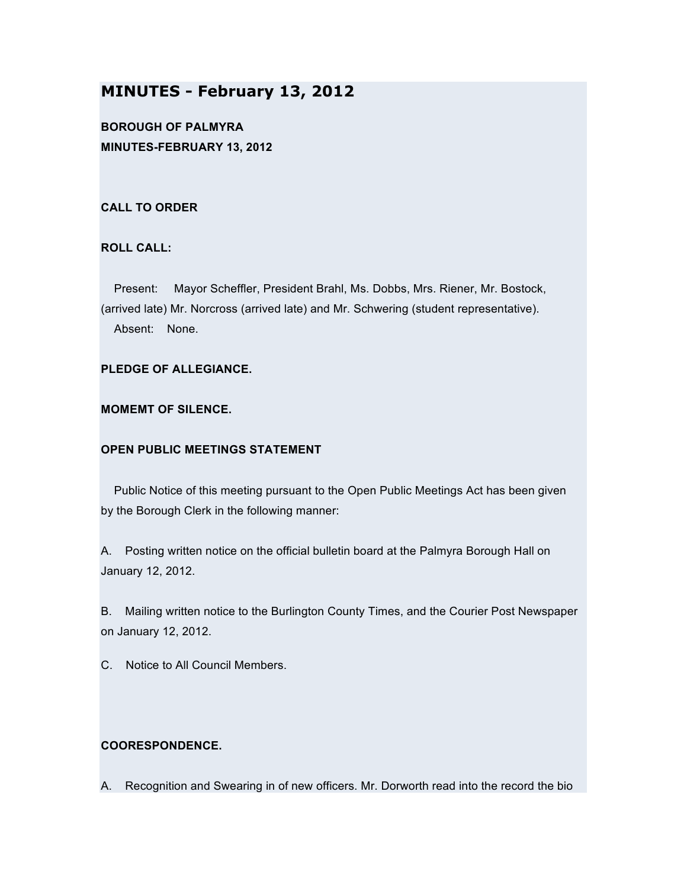# MINUTES - February 13, 2012

**BOROUGH OF PALMYRA**
**MINUTES-FEBRUARY 13, 2012**

**CALL TO ORDER**

**ROLL CALL:**

Present: Mayor Scheffler, President Brahl, Ms. Dobbs, Mrs. Riener, Mr. Bostock, (arrived late) Mr. Norcross (arrived late) and Mr. Schwering (student representative).
Absent: None.

**PLEDGE OF ALLEGIANCE.**

**MOMEMT OF SILENCE.**

**OPEN PUBLIC MEETINGS STATEMENT**

Public Notice of this meeting pursuant to the Open Public Meetings Act has been given by the Borough Clerk in the following manner:

A. Posting written notice on the official bulletin board at the Palmyra Borough Hall on January 12, 2012.

B. Mailing written notice to the Burlington County Times, and the Courier Post Newspaper on January 12, 2012.

C. Notice to All Council Members.

**COORESPONDENCE.**

A. Recognition and Swearing in of new officers. Mr. Dorworth read into the record the bio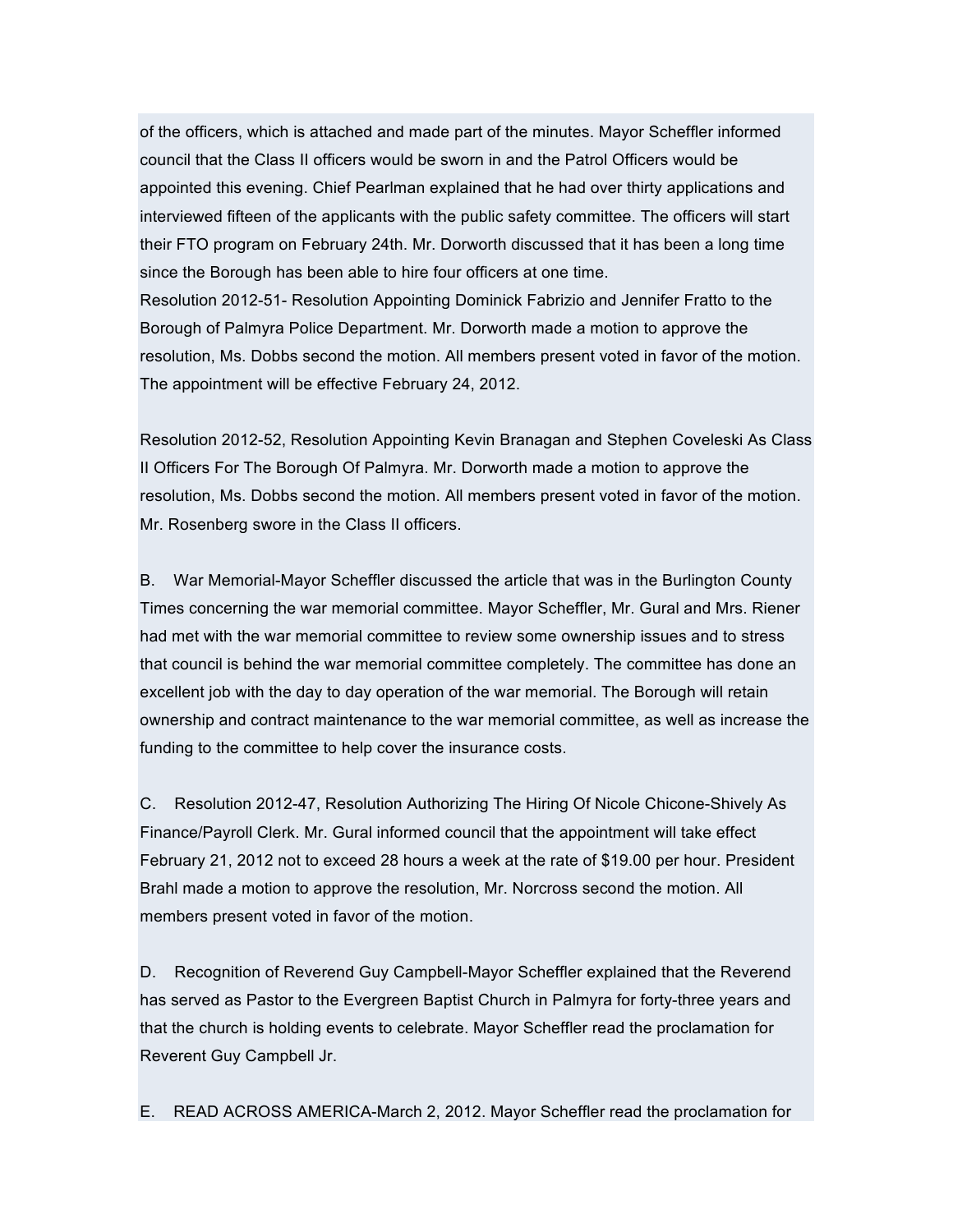of the officers, which is attached and made part of the minutes. Mayor Scheffler informed council that the Class II officers would be sworn in and the Patrol Officers would be appointed this evening. Chief Pearlman explained that he had over thirty applications and interviewed fifteen of the applicants with the public safety committee. The officers will start their FTO program on February 24th. Mr. Dorworth discussed that it has been a long time since the Borough has been able to hire four officers at one time.

Resolution 2012-51- Resolution Appointing Dominick Fabrizio and Jennifer Fratto to the Borough of Palmyra Police Department. Mr. Dorworth made a motion to approve the resolution, Ms. Dobbs second the motion. All members present voted in favor of the motion. The appointment will be effective February 24, 2012.

Resolution 2012-52, Resolution Appointing Kevin Branagan and Stephen Coveleski As Class II Officers For The Borough Of Palmyra. Mr. Dorworth made a motion to approve the resolution, Ms. Dobbs second the motion. All members present voted in favor of the motion. Mr. Rosenberg swore in the Class II officers.

B. War Memorial-Mayor Scheffler discussed the article that was in the Burlington County Times concerning the war memorial committee. Mayor Scheffler, Mr. Gural and Mrs. Riener had met with the war memorial committee to review some ownership issues and to stress that council is behind the war memorial committee completely. The committee has done an excellent job with the day to day operation of the war memorial. The Borough will retain ownership and contract maintenance to the war memorial committee, as well as increase the funding to the committee to help cover the insurance costs.

C. Resolution 2012-47, Resolution Authorizing The Hiring Of Nicole Chicone-Shively As Finance/Payroll Clerk. Mr. Gural informed council that the appointment will take effect February 21, 2012 not to exceed 28 hours a week at the rate of $19.00 per hour. President Brahl made a motion to approve the resolution, Mr. Norcross second the motion. All members present voted in favor of the motion.

D. Recognition of Reverend Guy Campbell-Mayor Scheffler explained that the Reverend has served as Pastor to the Evergreen Baptist Church in Palmyra for forty-three years and that the church is holding events to celebrate. Mayor Scheffler read the proclamation for Reverent Guy Campbell Jr.

E. READ ACROSS AMERICA-March 2, 2012. Mayor Scheffler read the proclamation for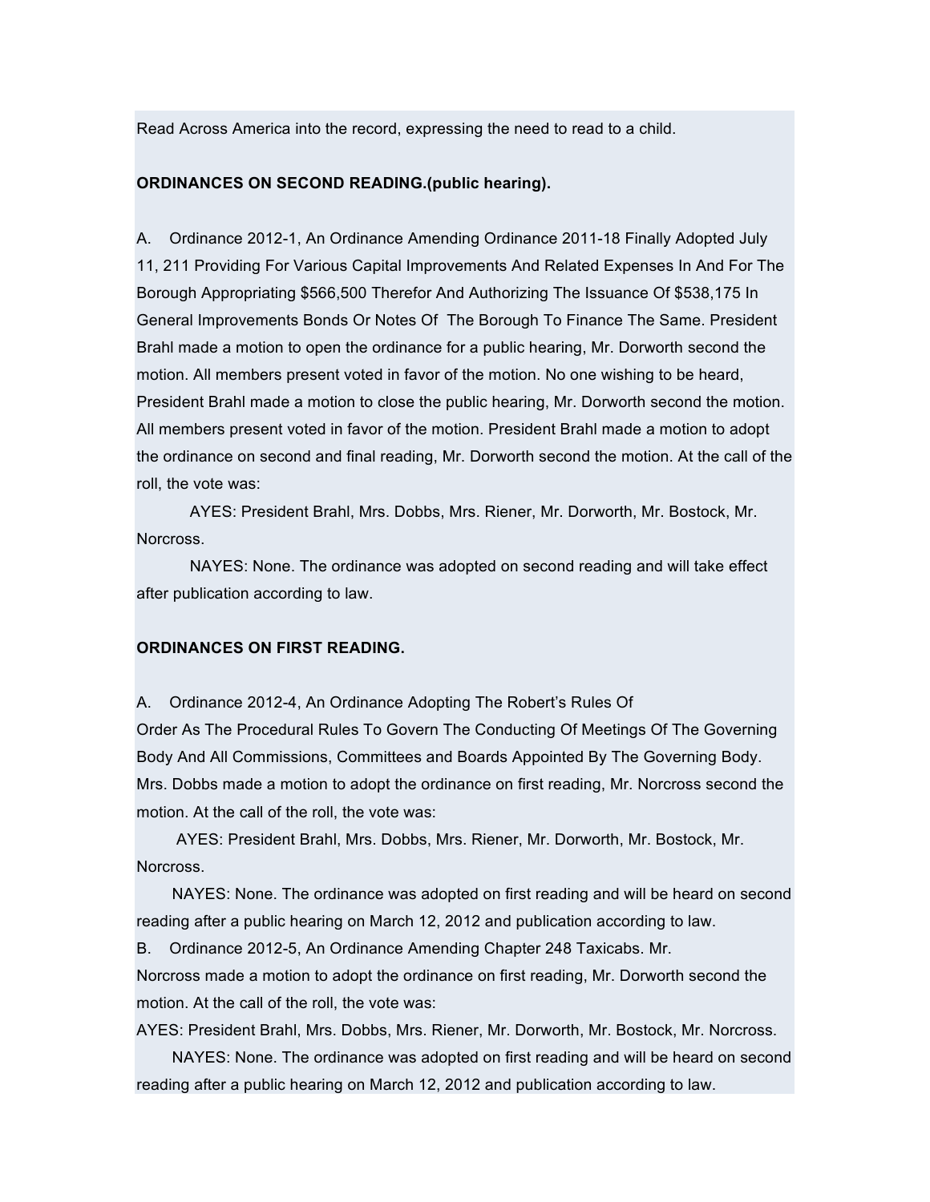Read Across America into the record, expressing the need to read to a child.

**ORDINANCES ON SECOND READING.(public hearing).**

A. Ordinance 2012-1, An Ordinance Amending Ordinance 2011-18 Finally Adopted July 11, 211 Providing For Various Capital Improvements And Related Expenses In And For The Borough Appropriating $566,500 Therefor And Authorizing The Issuance Of $538,175 In General Improvements Bonds Or Notes Of The Borough To Finance The Same. President Brahl made a motion to open the ordinance for a public hearing, Mr. Dorworth second the motion. All members present voted in favor of the motion. No one wishing to be heard, President Brahl made a motion to close the public hearing, Mr. Dorworth second the motion. All members present voted in favor of the motion. President Brahl made a motion to adopt the ordinance on second and final reading, Mr. Dorworth second the motion. At the call of the roll, the vote was:

AYES: President Brahl, Mrs. Dobbs, Mrs. Riener, Mr. Dorworth, Mr. Bostock, Mr. Norcross.

NAYES: None. The ordinance was adopted on second reading and will take effect after publication according to law.

**ORDINANCES ON FIRST READING.**

A. Ordinance 2012-4, An Ordinance Adopting The Robert's Rules Of Order As The Procedural Rules To Govern The Conducting Of Meetings Of The Governing Body And All Commissions, Committees and Boards Appointed By The Governing Body. Mrs. Dobbs made a motion to adopt the ordinance on first reading, Mr. Norcross second the motion. At the call of the roll, the vote was:

AYES: President Brahl, Mrs. Dobbs, Mrs. Riener, Mr. Dorworth, Mr. Bostock, Mr. Norcross.

NAYES: None. The ordinance was adopted on first reading and will be heard on second reading after a public hearing on March 12, 2012 and publication according to law.

B. Ordinance 2012-5, An Ordinance Amending Chapter 248 Taxicabs. Mr. Norcross made a motion to adopt the ordinance on first reading, Mr. Dorworth second the motion. At the call of the roll, the vote was:

AYES: President Brahl, Mrs. Dobbs, Mrs. Riener, Mr. Dorworth, Mr. Bostock, Mr. Norcross.

NAYES: None. The ordinance was adopted on first reading and will be heard on second reading after a public hearing on March 12, 2012 and publication according to law.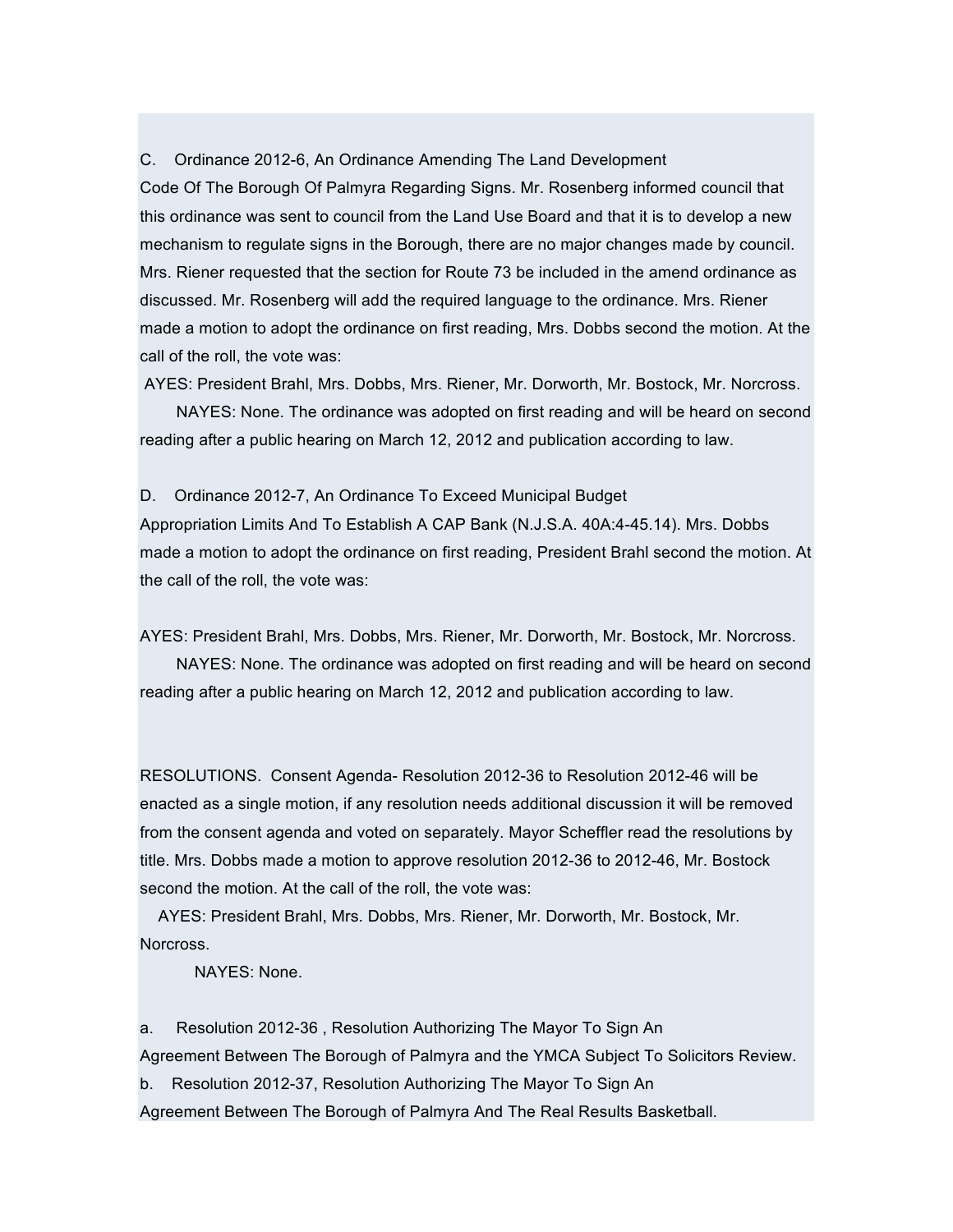C. Ordinance 2012-6, An Ordinance Amending The Land Development Code Of The Borough Of Palmyra Regarding Signs. Mr. Rosenberg informed council that this ordinance was sent to council from the Land Use Board and that it is to develop a new mechanism to regulate signs in the Borough, there are no major changes made by council. Mrs. Riener requested that the section for Route 73 be included in the amend ordinance as discussed. Mr. Rosenberg will add the required language to the ordinance. Mrs. Riener made a motion to adopt the ordinance on first reading, Mrs. Dobbs second the motion. At the call of the roll, the vote was:

AYES: President Brahl, Mrs. Dobbs, Mrs. Riener, Mr. Dorworth, Mr. Bostock, Mr. Norcross.

NAYES: None. The ordinance was adopted on first reading and will be heard on second reading after a public hearing on March 12, 2012 and publication according to law.

D. Ordinance 2012-7, An Ordinance To Exceed Municipal Budget Appropriation Limits And To Establish A CAP Bank (N.J.S.A. 40A:4-45.14). Mrs. Dobbs made a motion to adopt the ordinance on first reading, President Brahl second the motion. At the call of the roll, the vote was:

AYES: President Brahl, Mrs. Dobbs, Mrs. Riener, Mr. Dorworth, Mr. Bostock, Mr. Norcross.

NAYES: None. The ordinance was adopted on first reading and will be heard on second reading after a public hearing on March 12, 2012 and publication according to law.

RESOLUTIONS. Consent Agenda- Resolution 2012-36 to Resolution 2012-46 will be enacted as a single motion, if any resolution needs additional discussion it will be removed from the consent agenda and voted on separately. Mayor Scheffler read the resolutions by title. Mrs. Dobbs made a motion to approve resolution 2012-36 to 2012-46, Mr. Bostock second the motion. At the call of the roll, the vote was:

AYES: President Brahl, Mrs. Dobbs, Mrs. Riener, Mr. Dorworth, Mr. Bostock, Mr. Norcross.

NAYES: None.

a. Resolution 2012-36 , Resolution Authorizing The Mayor To Sign An Agreement Between The Borough of Palmyra and the YMCA Subject To Solicitors Review.

b. Resolution 2012-37, Resolution Authorizing The Mayor To Sign An Agreement Between The Borough of Palmyra And The Real Results Basketball.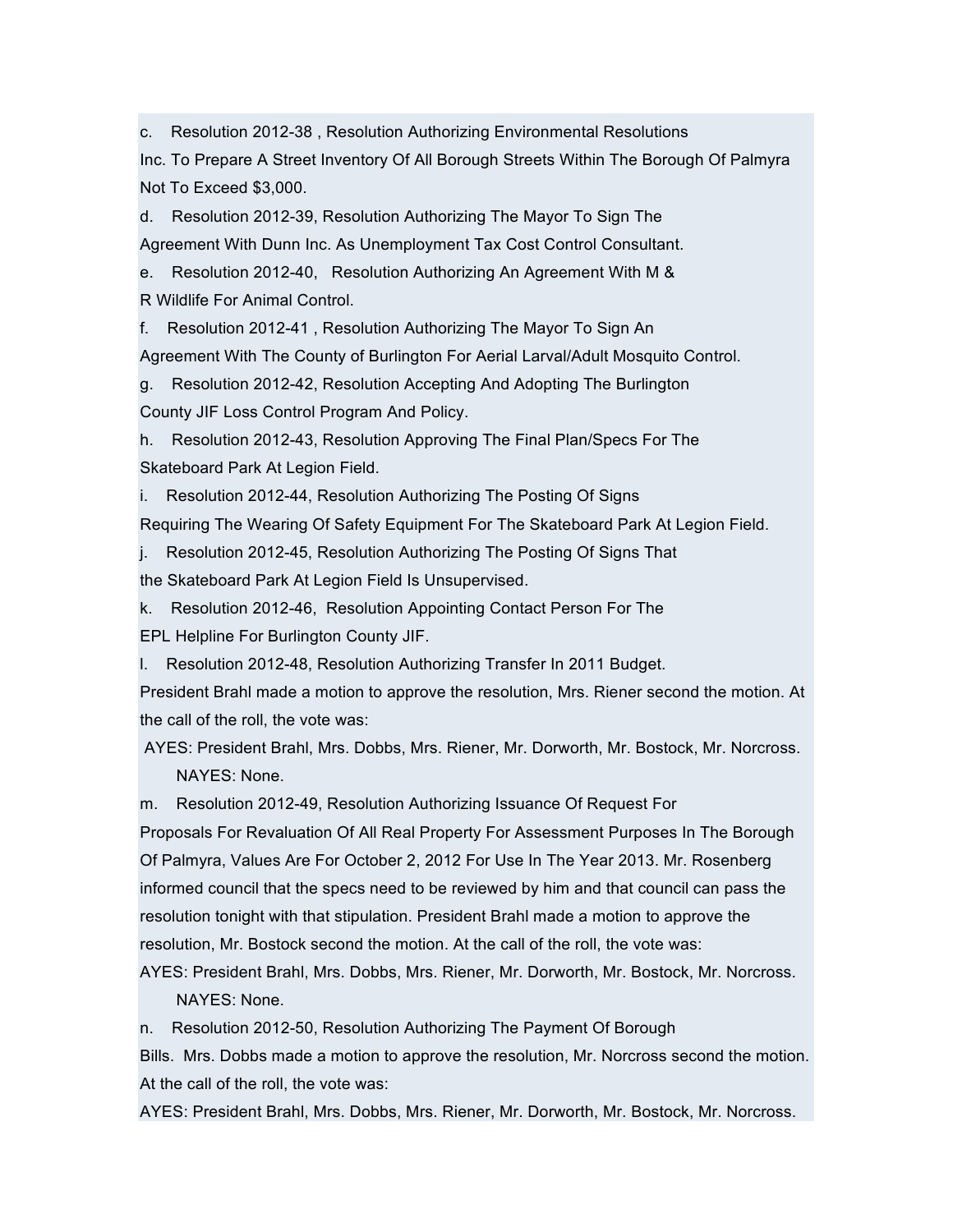c. Resolution 2012-38 , Resolution Authorizing Environmental Resolutions Inc. To Prepare A Street Inventory Of All Borough Streets Within The Borough Of Palmyra Not To Exceed $3,000.

d. Resolution 2012-39, Resolution Authorizing The Mayor To Sign The Agreement With Dunn Inc. As Unemployment Tax Cost Control Consultant.

e. Resolution 2012-40, Resolution Authorizing An Agreement With M & R Wildlife For Animal Control.

f. Resolution 2012-41 , Resolution Authorizing The Mayor To Sign An Agreement With The County of Burlington For Aerial Larval/Adult Mosquito Control.

g. Resolution 2012-42, Resolution Accepting And Adopting The Burlington County JIF Loss Control Program And Policy.

h. Resolution 2012-43, Resolution Approving The Final Plan/Specs For The Skateboard Park At Legion Field.

i. Resolution 2012-44, Resolution Authorizing The Posting Of Signs Requiring The Wearing Of Safety Equipment For The Skateboard Park At Legion Field.

j. Resolution 2012-45, Resolution Authorizing The Posting Of Signs That the Skateboard Park At Legion Field Is Unsupervised.

k. Resolution 2012-46, Resolution Appointing Contact Person For The EPL Helpline For Burlington County JIF.

l. Resolution 2012-48, Resolution Authorizing Transfer In 2011 Budget.

President Brahl made a motion to approve the resolution, Mrs. Riener second the motion. At the call of the roll, the vote was:

AYES: President Brahl, Mrs. Dobbs, Mrs. Riener, Mr. Dorworth, Mr. Bostock, Mr. Norcross.
NAYES: None.

m. Resolution 2012-49, Resolution Authorizing Issuance Of Request For Proposals For Revaluation Of All Real Property For Assessment Purposes In The Borough Of Palmyra, Values Are For October 2, 2012 For Use In The Year 2013. Mr. Rosenberg informed council that the specs need to be reviewed by him and that council can pass the resolution tonight with that stipulation. President Brahl made a motion to approve the resolution, Mr. Bostock second the motion. At the call of the roll, the vote was:

AYES: President Brahl, Mrs. Dobbs, Mrs. Riener, Mr. Dorworth, Mr. Bostock, Mr. Norcross.
NAYES: None.

n. Resolution 2012-50, Resolution Authorizing The Payment Of Borough Bills. Mrs. Dobbs made a motion to approve the resolution, Mr. Norcross second the motion. At the call of the roll, the vote was:

AYES: President Brahl, Mrs. Dobbs, Mrs. Riener, Mr. Dorworth, Mr. Bostock, Mr. Norcross.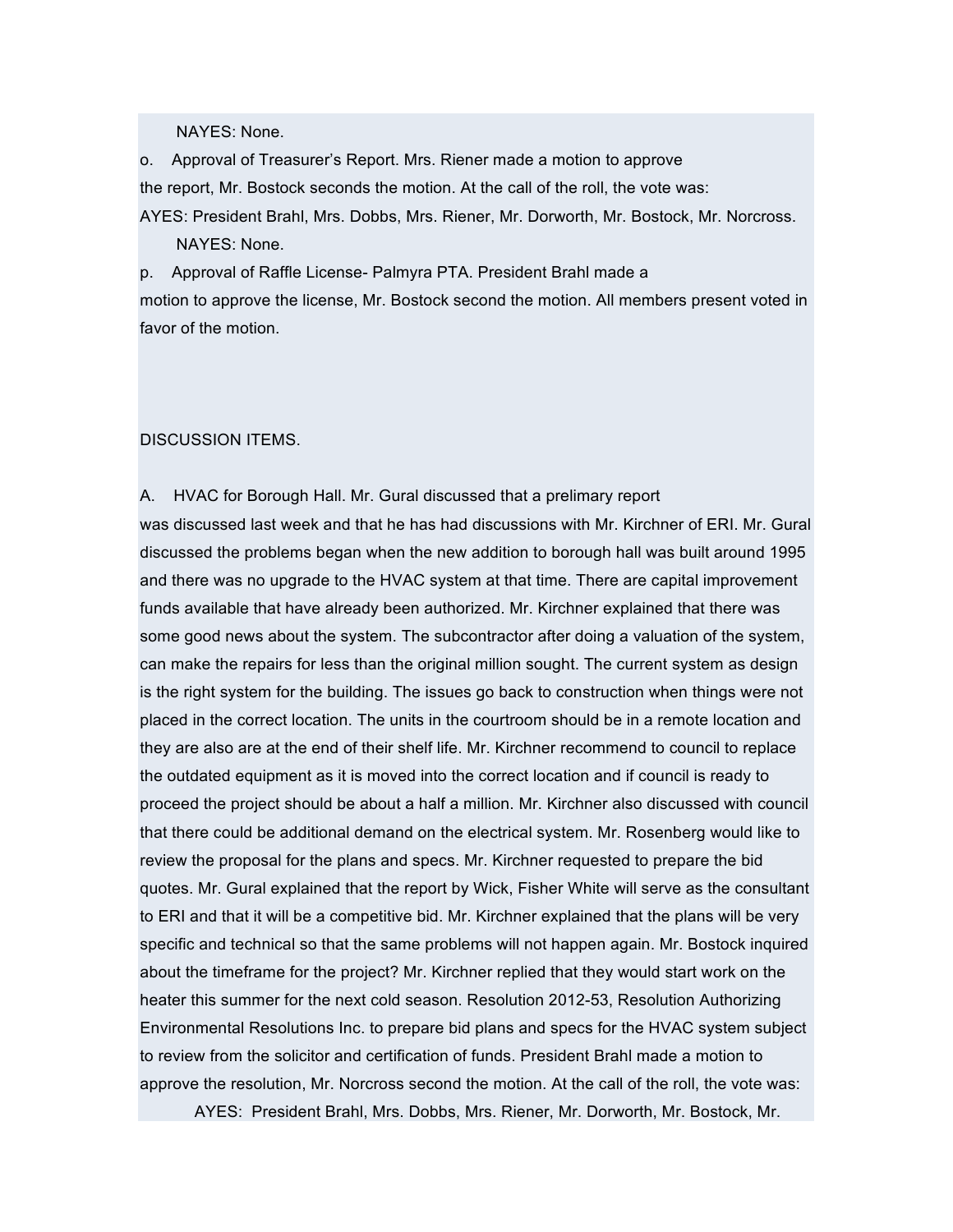NAYES: None.

o. Approval of Treasurer's Report. Mrs. Riener made a motion to approve the report, Mr. Bostock seconds the motion. At the call of the roll, the vote was:

AYES: President Brahl, Mrs. Dobbs, Mrs. Riener, Mr. Dorworth, Mr. Bostock, Mr. Norcross.

NAYES: None.

p. Approval of Raffle License- Palmyra PTA. President Brahl made a motion to approve the license, Mr. Bostock second the motion. All members present voted in favor of the motion.

DISCUSSION ITEMS.

A. HVAC for Borough Hall. Mr. Gural discussed that a prelimary report was discussed last week and that he has had discussions with Mr. Kirchner of ERI. Mr. Gural discussed the problems began when the new addition to borough hall was built around 1995 and there was no upgrade to the HVAC system at that time. There are capital improvement funds available that have already been authorized. Mr. Kirchner explained that there was some good news about the system. The subcontractor after doing a valuation of the system, can make the repairs for less than the original million sought. The current system as design is the right system for the building. The issues go back to construction when things were not placed in the correct location. The units in the courtroom should be in a remote location and they are also are at the end of their shelf life. Mr. Kirchner recommend to council to replace the outdated equipment as it is moved into the correct location and if council is ready to proceed the project should be about a half a million. Mr. Kirchner also discussed with council that there could be additional demand on the electrical system. Mr. Rosenberg would like to review the proposal for the plans and specs. Mr. Kirchner requested to prepare the bid quotes. Mr. Gural explained that the report by Wick, Fisher White will serve as the consultant to ERI and that it will be a competitive bid. Mr. Kirchner explained that the plans will be very specific and technical so that the same problems will not happen again. Mr. Bostock inquired about the timeframe for the project? Mr. Kirchner replied that they would start work on the heater this summer for the next cold season. Resolution 2012-53, Resolution Authorizing Environmental Resolutions Inc. to prepare bid plans and specs for the HVAC system subject to review from the solicitor and certification of funds. President Brahl made a motion to approve the resolution, Mr. Norcross second the motion. At the call of the roll, the vote was:

AYES: President Brahl, Mrs. Dobbs, Mrs. Riener, Mr. Dorworth, Mr. Bostock, Mr.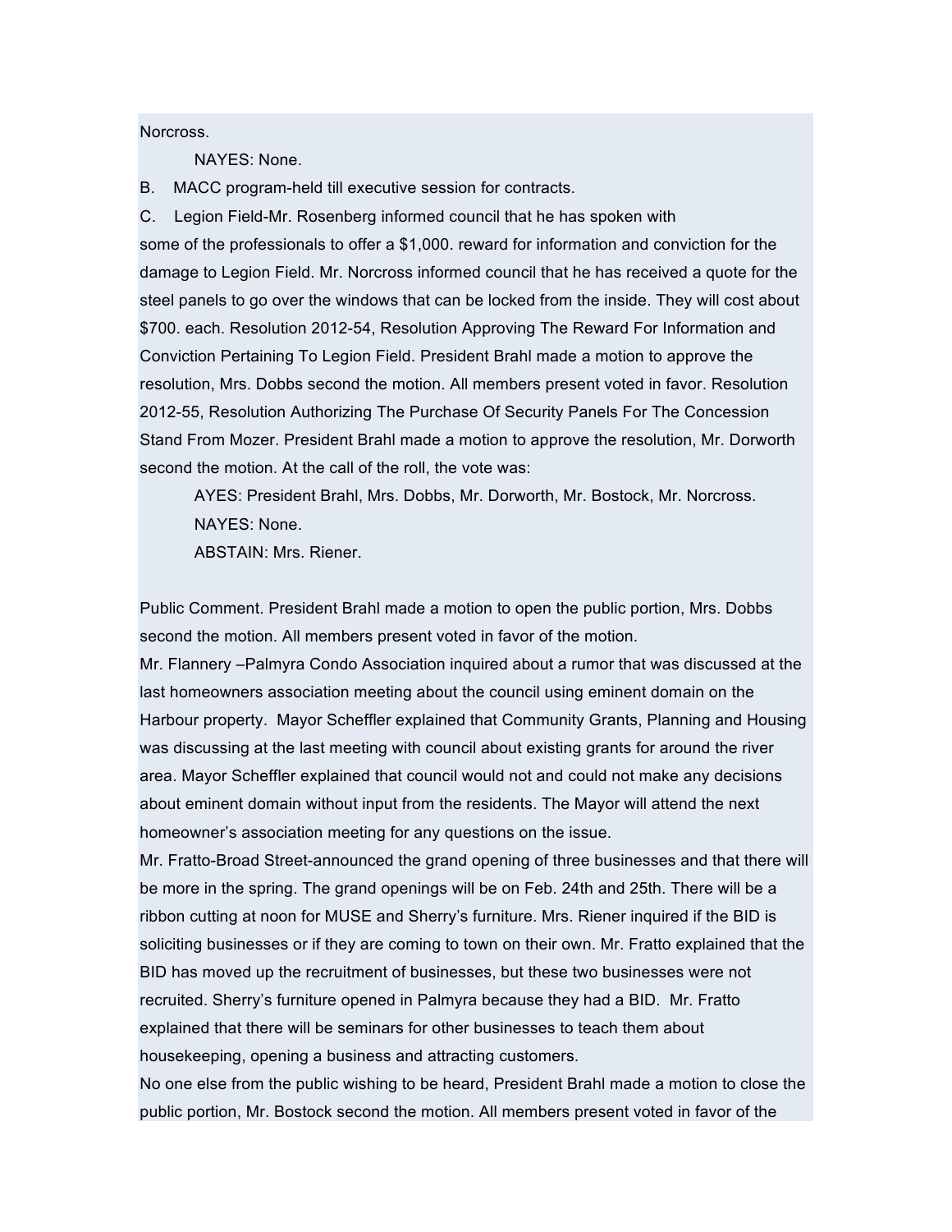Norcross.

NAYES: None.

B. MACC program-held till executive session for contracts.

C. Legion Field-Mr. Rosenberg informed council that he has spoken with some of the professionals to offer a $1,000. reward for information and conviction for the damage to Legion Field. Mr. Norcross informed council that he has received a quote for the steel panels to go over the windows that can be locked from the inside. They will cost about $700. each. Resolution 2012-54, Resolution Approving The Reward For Information and Conviction Pertaining To Legion Field. President Brahl made a motion to approve the resolution, Mrs. Dobbs second the motion. All members present voted in favor. Resolution 2012-55, Resolution Authorizing The Purchase Of Security Panels For The Concession Stand From Mozer. President Brahl made a motion to approve the resolution, Mr. Dorworth second the motion. At the call of the roll, the vote was:

AYES: President Brahl, Mrs. Dobbs, Mr. Dorworth, Mr. Bostock, Mr. Norcross.

NAYES: None.

ABSTAIN: Mrs. Riener.

Public Comment. President Brahl made a motion to open the public portion, Mrs. Dobbs second the motion. All members present voted in favor of the motion.

Mr. Flannery –Palmyra Condo Association inquired about a rumor that was discussed at the last homeowners association meeting about the council using eminent domain on the Harbour property. Mayor Scheffler explained that Community Grants, Planning and Housing was discussing at the last meeting with council about existing grants for around the river area. Mayor Scheffler explained that council would not and could not make any decisions about eminent domain without input from the residents. The Mayor will attend the next homeowner's association meeting for any questions on the issue.

Mr. Fratto-Broad Street-announced the grand opening of three businesses and that there will be more in the spring. The grand openings will be on Feb. 24th and 25th. There will be a ribbon cutting at noon for MUSE and Sherry's furniture. Mrs. Riener inquired if the BID is soliciting businesses or if they are coming to town on their own. Mr. Fratto explained that the BID has moved up the recruitment of businesses, but these two businesses were not recruited. Sherry's furniture opened in Palmyra because they had a BID. Mr. Fratto explained that there will be seminars for other businesses to teach them about housekeeping, opening a business and attracting customers.

No one else from the public wishing to be heard, President Brahl made a motion to close the public portion, Mr. Bostock second the motion. All members present voted in favor of the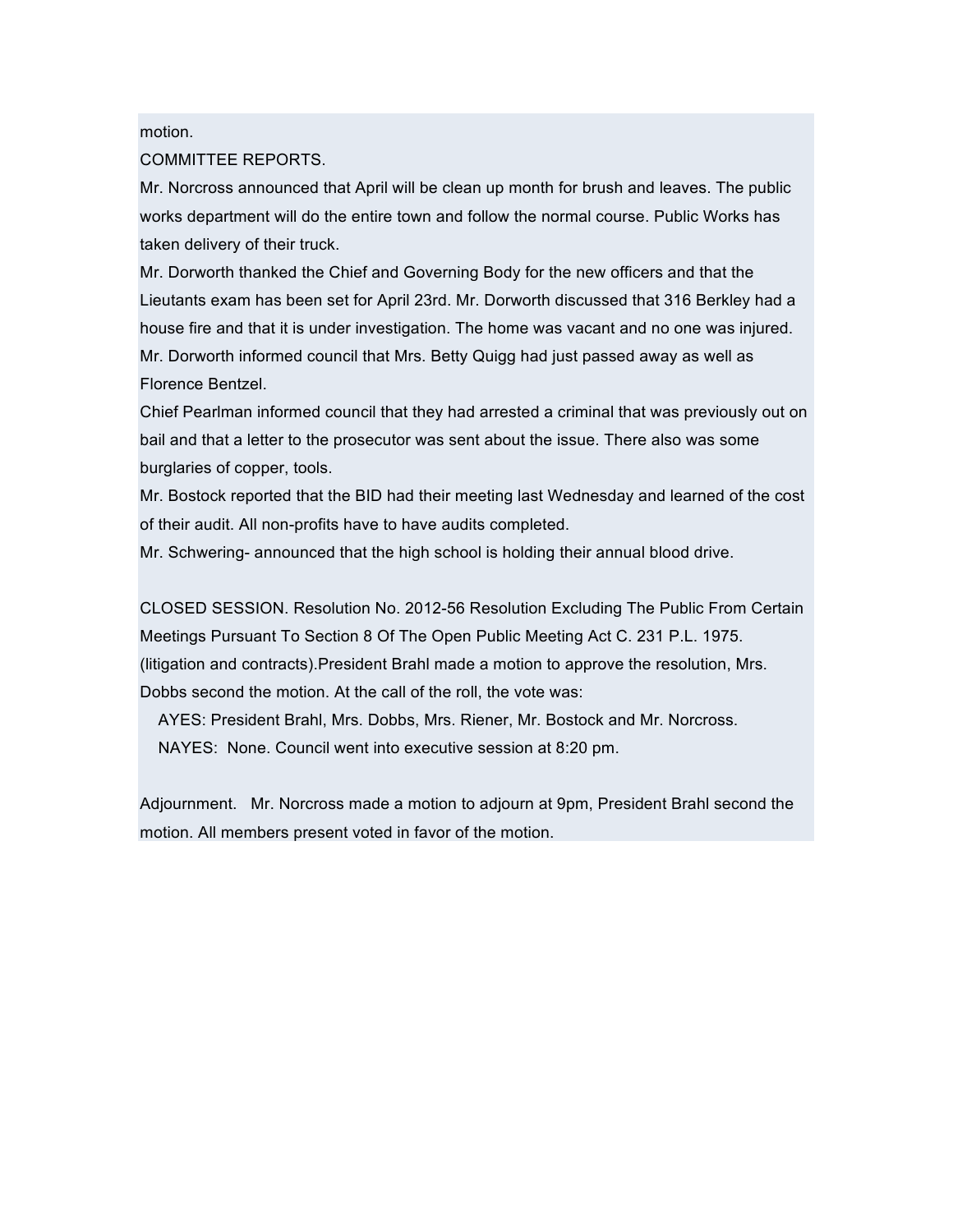motion.

COMMITTEE REPORTS.

Mr. Norcross announced that April will be clean up month for brush and leaves. The public works department will do the entire town and follow the normal course. Public Works has taken delivery of their truck.

Mr. Dorworth thanked the Chief and Governing Body for the new officers and that the Lieutants exam has been set for April 23rd. Mr. Dorworth discussed that 316 Berkley had a house fire and that it is under investigation. The home was vacant and no one was injured. Mr. Dorworth informed council that Mrs. Betty Quigg had just passed away as well as Florence Bentzel.

Chief Pearlman informed council that they had arrested a criminal that was previously out on bail and that a letter to the prosecutor was sent about the issue. There also was some burglaries of copper, tools.

Mr. Bostock reported that the BID had their meeting last Wednesday and learned of the cost of their audit. All non-profits have to have audits completed.

Mr. Schwering- announced that the high school is holding their annual blood drive.

CLOSED SESSION. Resolution No. 2012-56 Resolution Excluding The Public From Certain Meetings Pursuant To Section 8 Of The Open Public Meeting Act C. 231 P.L. 1975. (litigation and contracts).President Brahl made a motion to approve the resolution, Mrs. Dobbs second the motion. At the call of the roll, the vote was:

AYES: President Brahl, Mrs. Dobbs, Mrs. Riener, Mr. Bostock and Mr. Norcross.

NAYES: None. Council went into executive session at 8:20 pm.

Adjournment. Mr. Norcross made a motion to adjourn at 9pm, President Brahl second the motion. All members present voted in favor of the motion.